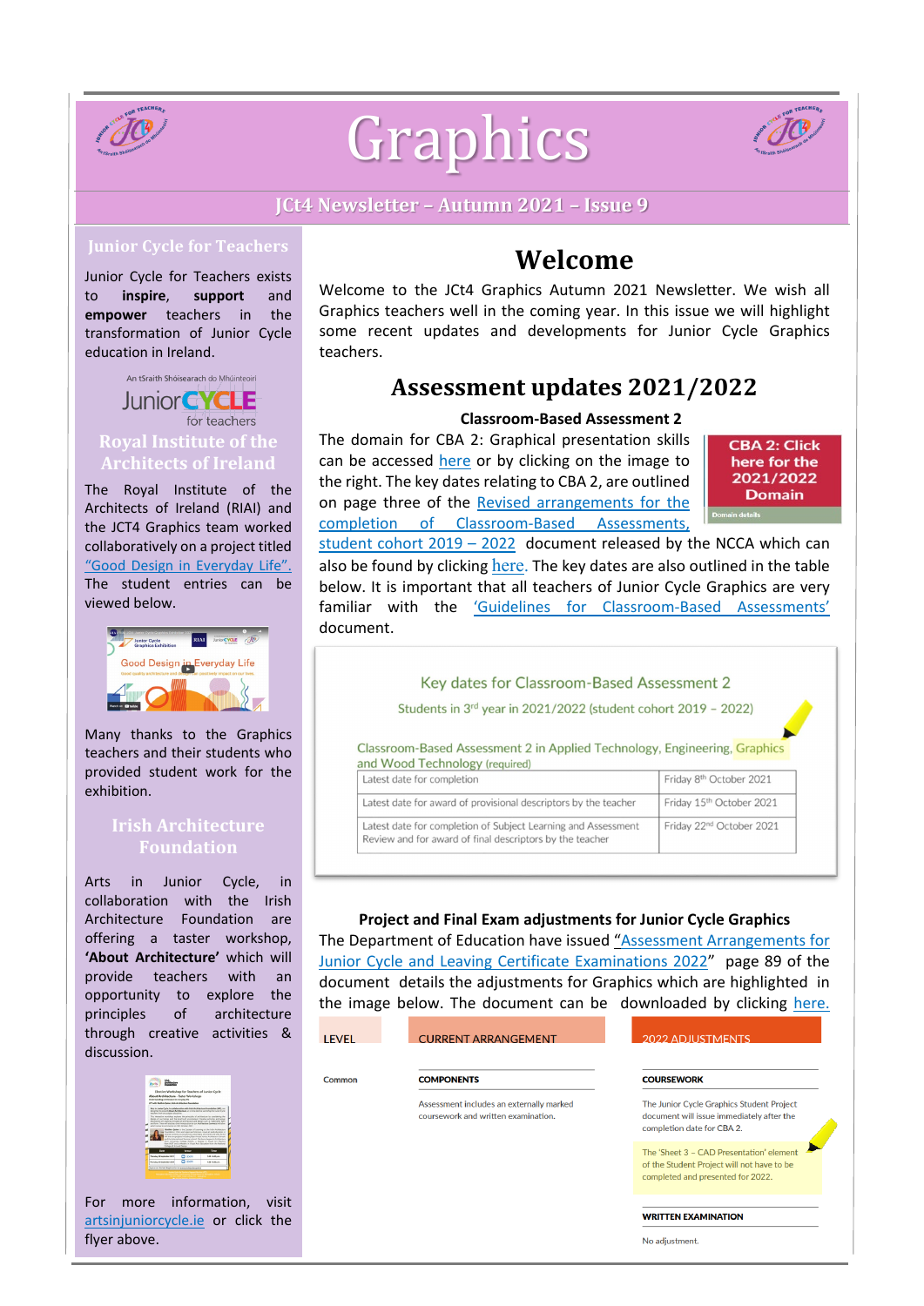# Graphics

## JCt4 Newsletter – Autumn 2021 – Issue 9

### Junior Cycle for Teachers

Junior Cycle for Teachers exists to **inspire**, **support** and **empower** teachers in the transformation of Junior Cycle education in Ireland.

### Royal Institute of the Architects of Ireland

The Royal Institute of the Architects of Ireland (RIAI) and the JCT4 Graphics team worked collaboratively on a project titled "Good Design in Everyday Life". The student entries can be viewed below.

Many thanks to the Graphics teachers and their students who provided student work for the exhibition.

### Irish Architecture Foundation

Arts in Junior Cycle, in collaboration with the Irish Architecture Foundation are offering a taster workshop, **'About Architecture'** which will provide teachers with an opportunity to explore the principles of architecture through creative activities & discussion.

For more information, visit artsinjuniorcycle.ie or click the flyer above.

# Welcome

Welcome to the JCt4 Graphics Autumn 2021 Newsletter. We wish all Graphics teachers well in the coming year. In this issue we will highlight some recent updates and developments for Junior Cycle Graphics teachers.

# Assessment updates 2021/2022

### Classroom-Based Assessment 2

The domain for CBA 2: Graphical presentation skills can be accessed here or by clicking on the image to the right. The key dates relating to CBA 2, are outlined on page three of the Revised arrangements for the completion of Classroom-Based Assessments, student cohort 2019 – 2022 document released by the NCCA which can also be found by clicking here. The key dates are also outlined in the table below. It is important that all teachers of Junior Cycle Graphics are very familiar with the 'Guidelines for Classroom-Based Assessments' document.

CBA 2: Click here for the 2021/2022 Domain

Key dates for Classroom-Based Assessment 2

Students in 3rd year in 2021/2022 (student cohort 2019 – 2022)

Classroom-Based Assessment 2 in Applied Technology, Engineering, Graphics and Wood Technology (required)

| | |
|---|---|
| Latest date for completion | Friday 8th October 2021 |
| Latest date for award of provisional descriptors by the teacher | Friday 15th October 2021 |
| Latest date for completion of Subject Learning and Assessment Review and for award of final descriptors by the teacher | Friday 22nd October 2021 |

### Project and Final Exam adjustments for Junior Cycle Graphics

The Department of Education have issued "Assessment Arrangements for Junior Cycle and Leaving Certificate Examinations 2022" page 89 of the document details the adjustments for Graphics which are highlighted in the image below. The document can be downloaded by clicking here.

| LEVEL | CURRENT ARRANGEMENT | 2022 ADJUSTMENTS |
|---|---|---|
| Common | **COMPONENTS**<br>Assessment includes an externally marked coursework and written examination. | **COURSEWORK**<br>The Junior Cycle Graphics Student Project document will issue immediately after the completion date for CBA 2.<br>The 'Sheet 3 – CAD Presentation' element of the Student Project will not have to be completed and presented for 2022.<br>**WRITTEN EXAMINATION**<br>No adjustment. |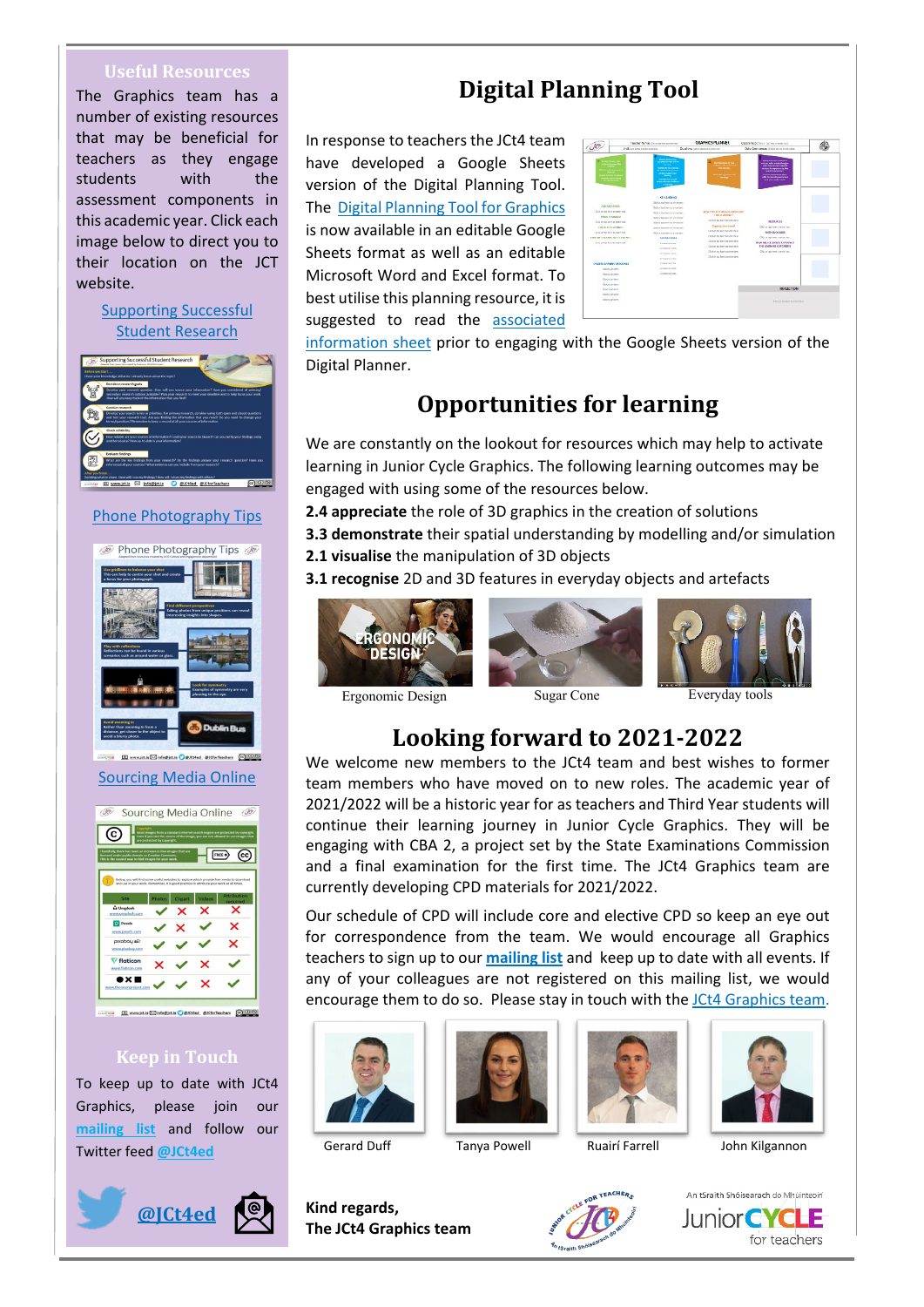## Useful Resources

The Graphics team has a number of existing resources that may be beneficial for teachers as they engage students with the assessment components in this academic year. Click each image below to direct you to their location on the JCT website.

Supporting Successful Student Research

Phone Photography Tips

Sourcing Media Online

## Keep in Touch

To keep up to date with JCt4 Graphics, please join our **mailing list** and follow our Twitter feed **@JCt4ed**

**@JCt4ed**

# Digital Planning Tool

In response to teachers the JCt4 team have developed a Google Sheets version of the Digital Planning Tool. The Digital Planning Tool for Graphics is now available in an editable Google Sheets format as well as an editable Microsoft Word and Excel format. To best utilise this planning resource, it is suggested to read the associated information sheet prior to engaging with the Google Sheets version of the Digital Planner.

# Opportunities for learning

We are constantly on the lookout for resources which may help to activate learning in Junior Cycle Graphics. The following learning outcomes may be engaged with using some of the resources below.

**2.4 appreciate** the role of 3D graphics in the creation of solutions
**3.3 demonstrate** their spatial understanding by modelling and/or simulation
**2.1 visualise** the manipulation of 3D objects
**3.1 recognise** 2D and 3D features in everyday objects and artefacts

Ergonomic Design

Sugar Cone

Everyday tools

# Looking forward to 2021-2022

We welcome new members to the JCt4 team and best wishes to former team members who have moved on to new roles. The academic year of 2021/2022 will be a historic year for as teachers and Third Year students will continue their learning journey in Junior Cycle Graphics. They will be engaging with CBA 2, a project set by the State Examinations Commission and a final examination for the first time. The JCt4 Graphics team are currently developing CPD materials for 2021/2022.

Our schedule of CPD will include core and elective CPD so keep an eye out for correspondence from the team. We would encourage all Graphics teachers to sign up to our **mailing list** and keep up to date with all events. If any of your colleagues are not registered on this mailing list, we would encourage them to do so. Please stay in touch with the JCt4 Graphics team.

Gerard Duff

Tanya Powell

Ruairí Farrell

John Kilgannon

**Kind regards,**
**The JCt4 Graphics team**

An tSraith Shóisearach do Mhúinteoirí
Junior CYCLE for teachers